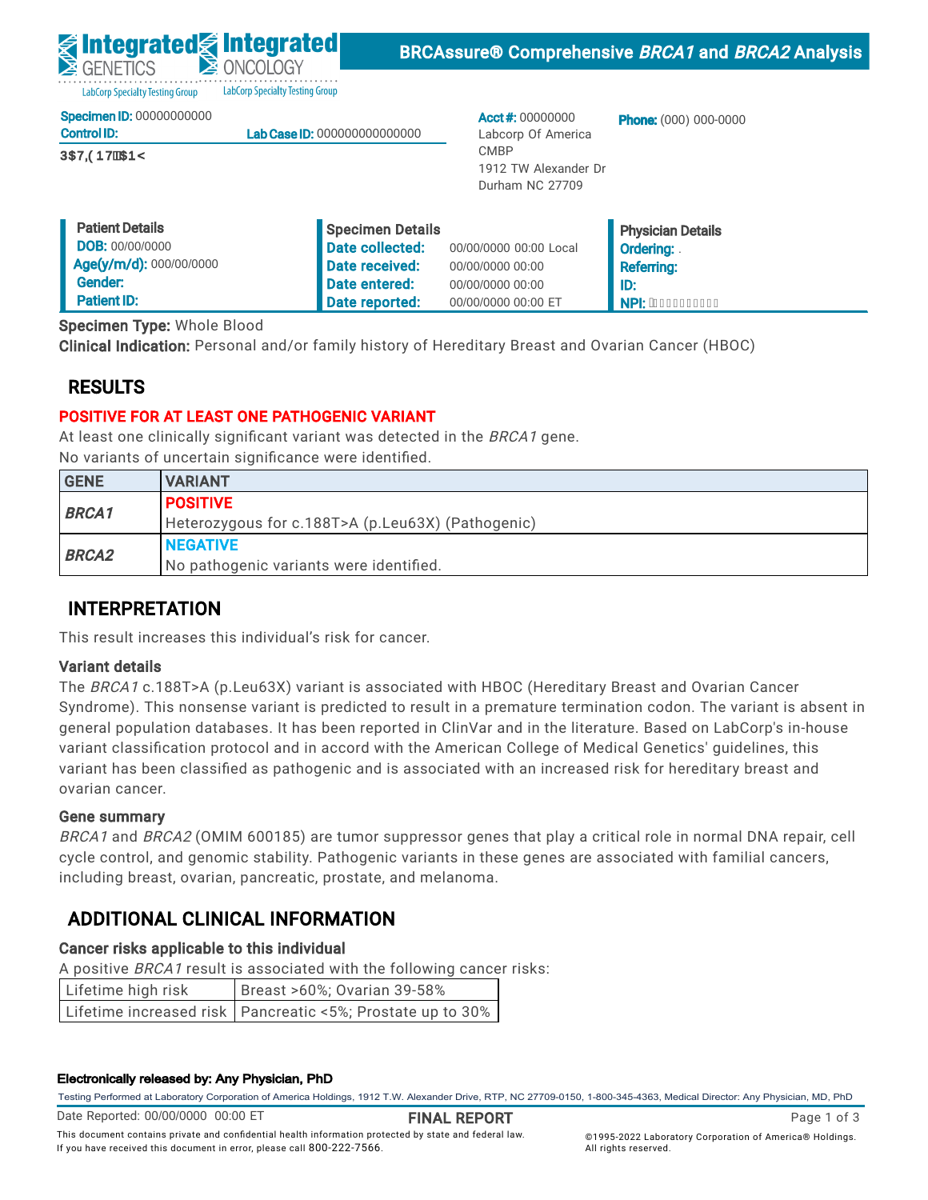**Integrated GENETICS** | **Integrated ONCOLOGY**
LabCorp Specialty Testing Group

# BRCAssure® Comprehensive *BRCA1* and *BRCA2* Analysis

**Specimen ID:** 00000000000
**Control ID:** **Lab Case ID:** 000000000000000
3$7,(17$1<

**Acct #:** 00000000
Labcorp Of America
CMBP
1912 TW Alexander Dr
Durham NC 27709

**Phone:** (000) 000-0000

| Patient Details | Specimen Details | | Physician Details |
|---|---|---|---|
| **DOB:** 00/00/0000 | **Date collected:** | 00/00/0000 00:00 Local | **Ordering:** . |
| **Age(y/m/d):** 000/00/0000 | **Date received:** | 00/00/0000 00:00 | **Referring:** |
| **Gender:** | **Date entered:** | 00/00/0000 00:00 | **ID:** |
| **Patient ID:** | **Date reported:** | 00/00/0000 00:00 ET | **NPI:** |

**Specimen Type:** Whole Blood
**Clinical Indication:** Personal and/or family history of Hereditary Breast and Ovarian Cancer (HBOC)

## RESULTS

**POSITIVE FOR AT LEAST ONE PATHOGENIC VARIANT**

At least one clinically significant variant was detected in the *BRCA1* gene.
No variants of uncertain significance were identified.

| GENE | VARIANT |
|---|---|
| ***BRCA1*** | **POSITIVE**<br>Heterozygous for c.188T>A (p.Leu63X) (Pathogenic) |
| ***BRCA2*** | **NEGATIVE**<br>No pathogenic variants were identified. |

## INTERPRETATION

This result increases this individual's risk for cancer.

### Variant details

The *BRCA1* c.188T>A (p.Leu63X) variant is associated with HBOC (Hereditary Breast and Ovarian Cancer Syndrome). This nonsense variant is predicted to result in a premature termination codon. The variant is absent in general population databases. It has been reported in ClinVar and in the literature. Based on LabCorp's in-house variant classification protocol and in accord with the American College of Medical Genetics' guidelines, this variant has been classified as pathogenic and is associated with an increased risk for hereditary breast and ovarian cancer.

### Gene summary

*BRCA1* and *BRCA2* (OMIM 600185) are tumor suppressor genes that play a critical role in normal DNA repair, cell cycle control, and genomic stability. Pathogenic variants in these genes are associated with familial cancers, including breast, ovarian, pancreatic, prostate, and melanoma.

## ADDITIONAL CLINICAL INFORMATION

### Cancer risks applicable to this individual

A positive *BRCA1* result is associated with the following cancer risks:

| | |
|---|---|
| Lifetime high risk | Breast >60%; Ovarian 39-58% |
| Lifetime increased risk | Pancreatic <5%; Prostate up to 30% |

**Electronically released by: Any Physician, PhD**

Testing Performed at Laboratory Corporation of America Holdings, 1912 T.W. Alexander Drive, RTP, NC 27709-0150, 1-800-345-4363, Medical Director: Any Physician, MD, PhD

Date Reported: 00/00/0000 00:00 ET

**FINAL REPORT**

This document contains private and confidential health information protected by state and federal law. If you have received this document in error, please call 800-222-7566.

©1995-2022 Laboratory Corporation of America® Holdings. All rights reserved.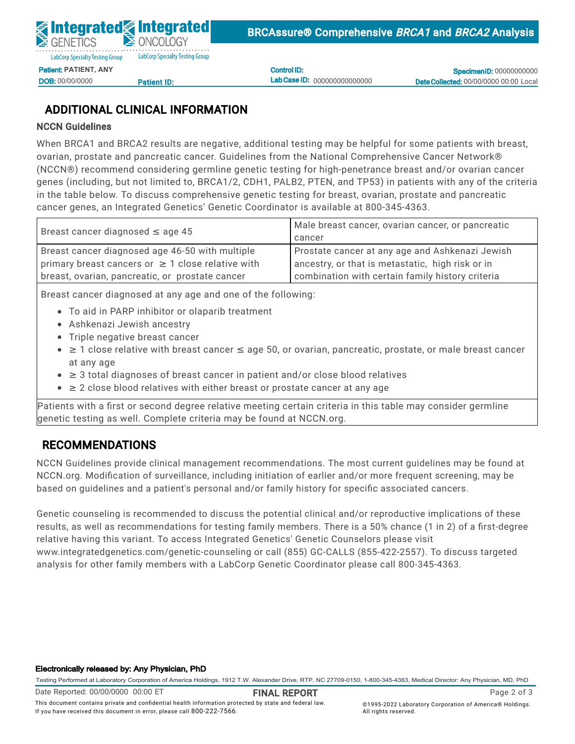## ADDITIONAL CLINICAL INFORMATION

### NCCN Guidelines

When BRCA1 and BRCA2 results are negative, additional testing may be helpful for some patients with breast, ovarian, prostate and pancreatic cancer. Guidelines from the National Comprehensive Cancer Network® (NCCN®) recommend considering germline genetic testing for high-penetrance breast and/or ovarian cancer genes (including, but not limited to, BRCA1/2, CDH1, PALB2, PTEN, and TP53) in patients with any of the criteria in the table below. To discuss comprehensive genetic testing for breast, ovarian, prostate and pancreatic cancer genes, an Integrated Genetics' Genetic Coordinator is available at 800-345-4363.

| | |
|---|---|
| Breast cancer diagnosed ≤ age 45 | Male breast cancer, ovarian cancer, or pancreatic cancer |
| Breast cancer diagnosed age 46-50 with multiple primary breast cancers or ≥ 1 close relative with breast, ovarian, pancreatic, or prostate cancer | Prostate cancer at any age and Ashkenazi Jewish ancestry, or that is metastatic, high risk or in combination with certain family history criteria |
| Breast cancer diagnosed at any age and one of the following:<br>• To aid in PARP inhibitor or olaparib treatment<br>• Ashkenazi Jewish ancestry<br>• Triple negative breast cancer<br>• ≥ 1 close relative with breast cancer ≤ age 50, or ovarian, pancreatic, prostate, or male breast cancer at any age<br>• ≥ 3 total diagnoses of breast cancer in patient and/or close blood relatives<br>• ≥ 2 close blood relatives with either breast or prostate cancer at any age | |
| Patients with a first or second degree relative meeting certain criteria in this table may consider germline genetic testing as well. Complete criteria may be found at NCCN.org. | |

## RECOMMENDATIONS

NCCN Guidelines provide clinical management recommendations. The most current guidelines may be found at NCCN.org. Modification of surveillance, including initiation of earlier and/or more frequent screening, may be based on guidelines and a patient's personal and/or family history for specific associated cancers.

Genetic counseling is recommended to discuss the potential clinical and/or reproductive implications of these results, as well as recommendations for testing family members. There is a 50% chance (1 in 2) of a first-degree relative having this variant. To access Integrated Genetics' Genetic Counselors please visit www.integratedgenetics.com/genetic-counseling or call (855) GC-CALLS (855-422-2557). To discuss targeted analysis for other family members with a LabCorp Genetic Coordinator please call 800-345-4363.

**Electronically released by: Any Physician, PhD**

Testing Performed at Laboratory Corporation of America Holdings, 1912 T.W. Alexander Drive, RTP, NC 27709-0150, 1-800-345-4363, Medical Director: Any Physician, MD, PhD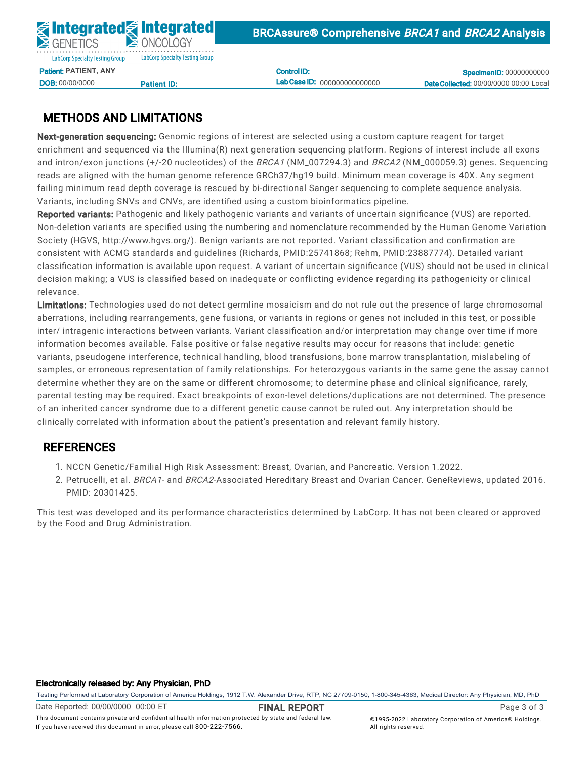## METHODS AND LIMITATIONS

**Next-generation sequencing:** Genomic regions of interest are selected using a custom capture reagent for target enrichment and sequenced via the Illumina(R) next generation sequencing platform. Regions of interest include all exons and intron/exon junctions (+/-20 nucleotides) of the *BRCA1* (NM_007294.3) and *BRCA2* (NM_000059.3) genes. Sequencing reads are aligned with the human genome reference GRCh37/hg19 build. Minimum mean coverage is 40X. Any segment failing minimum read depth coverage is rescued by bi-directional Sanger sequencing to complete sequence analysis. Variants, including SNVs and CNVs, are identified using a custom bioinformatics pipeline.

**Reported variants:** Pathogenic and likely pathogenic variants and variants of uncertain significance (VUS) are reported. Non-deletion variants are specified using the numbering and nomenclature recommended by the Human Genome Variation Society (HGVS, http://www.hgvs.org/). Benign variants are not reported. Variant classification and confirmation are consistent with ACMG standards and guidelines (Richards, PMID:25741868; Rehm, PMID:23887774). Detailed variant classification information is available upon request. A variant of uncertain significance (VUS) should not be used in clinical decision making; a VUS is classified based on inadequate or conflicting evidence regarding its pathogenicity or clinical relevance.

**Limitations:** Technologies used do not detect germline mosaicism and do not rule out the presence of large chromosomal aberrations, including rearrangements, gene fusions, or variants in regions or genes not included in this test, or possible inter/ intragenic interactions between variants. Variant classification and/or interpretation may change over time if more information becomes available. False positive or false negative results may occur for reasons that include: genetic variants, pseudogene interference, technical handling, blood transfusions, bone marrow transplantation, mislabeling of samples, or erroneous representation of family relationships. For heterozygous variants in the same gene the assay cannot determine whether they are on the same or different chromosome; to determine phase and clinical significance, rarely, parental testing may be required. Exact breakpoints of exon-level deletions/duplications are not determined. The presence of an inherited cancer syndrome due to a different genetic cause cannot be ruled out. Any interpretation should be clinically correlated with information about the patient's presentation and relevant family history.

## REFERENCES

1. NCCN Genetic/Familial High Risk Assessment: Breast, Ovarian, and Pancreatic. Version 1.2022.
2. Petrucelli, et al. *BRCA1*- and *BRCA2*-Associated Hereditary Breast and Ovarian Cancer. GeneReviews, updated 2016. PMID: 20301425.

This test was developed and its performance characteristics determined by LabCorp. It has not been cleared or approved by the Food and Drug Administration.

**Electronically released by: Any Physician, PhD**

Testing Performed at Laboratory Corporation of America Holdings, 1912 T.W. Alexander Drive, RTP, NC 27709-0150, 1-800-345-4363, Medical Director: Any Physician, MD, PhD

Date Reported: 00/00/0000 00:00 ET

**FINAL REPORT**

This document contains private and confidential health information protected by state and federal law. If you have received this document in error, please call 800-222-7566.

©1995-2022 Laboratory Corporation of America® Holdings. All rights reserved.